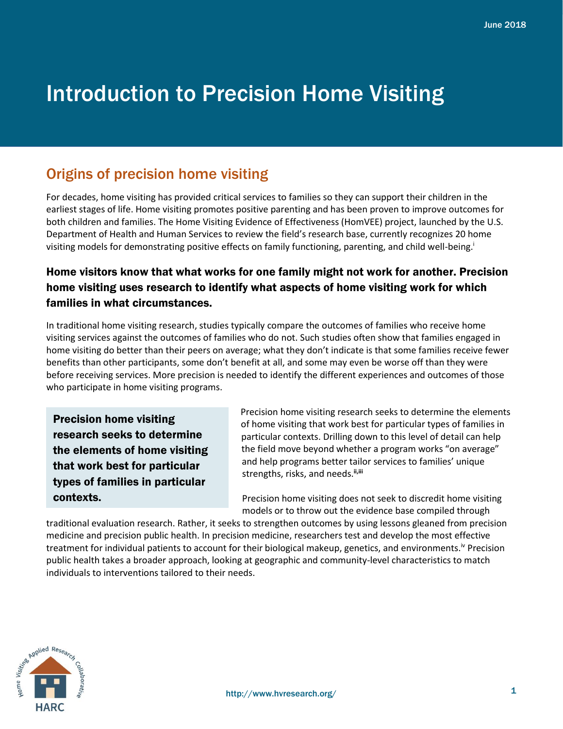June 2018

# Introduction to Precision Home Visiting

## Origins of precision home visiting

For decades, home visiting has provided critical services to families so they can support their children in the earliest stages of life. Home visiting promotes positive parenting and has been proven to improve outcomes for both children and families. The Home Visiting Evidence of Effectiveness (HomVEE) project, launched by the U.S. Department of Health and Human Services to review the field's research base, currently recognizes 20 home visiting models for demonstrating positive effects on family functioning, parenting, and child well-being.[i]

### Home visitors know that what works for one family might not work for another. Precision home visiting uses research to identify what aspects of home visiting work for which families in what circumstances.

In traditional home visiting research, studies typically compare the outcomes of families who receive home visiting services against the outcomes of families who do not. Such studies often show that families engaged in home visiting do better than their peers on average; what they don't indicate is that some families receive fewer benefits than other participants, some don't benefit at all, and some may even be worse off than they were before receiving services. More precision is needed to identify the different experiences and outcomes of those who participate in home visiting programs.

> **Precision home visiting research seeks to determine the elements of home visiting that work best for particular types of families in particular contexts.**

Precision home visiting research seeks to determine the elements of home visiting that work best for particular types of families in particular contexts. Drilling down to this level of detail can help the field move beyond whether a program works "on average" and help programs better tailor services to families' unique strengths, risks, and needs.[ii,iii]

Precision home visiting does not seek to discredit home visiting models or to throw out the evidence base compiled through traditional evaluation research. Rather, it seeks to strengthen outcomes by using lessons gleaned from precision medicine and precision public health. In precision medicine, researchers test and develop the most effective treatment for individual patients to account for their biological makeup, genetics, and environments.[iv] Precision public health takes a broader approach, looking at geographic and community-level characteristics to match individuals to interventions tailored to their needs.

http://www.hvresearch.org/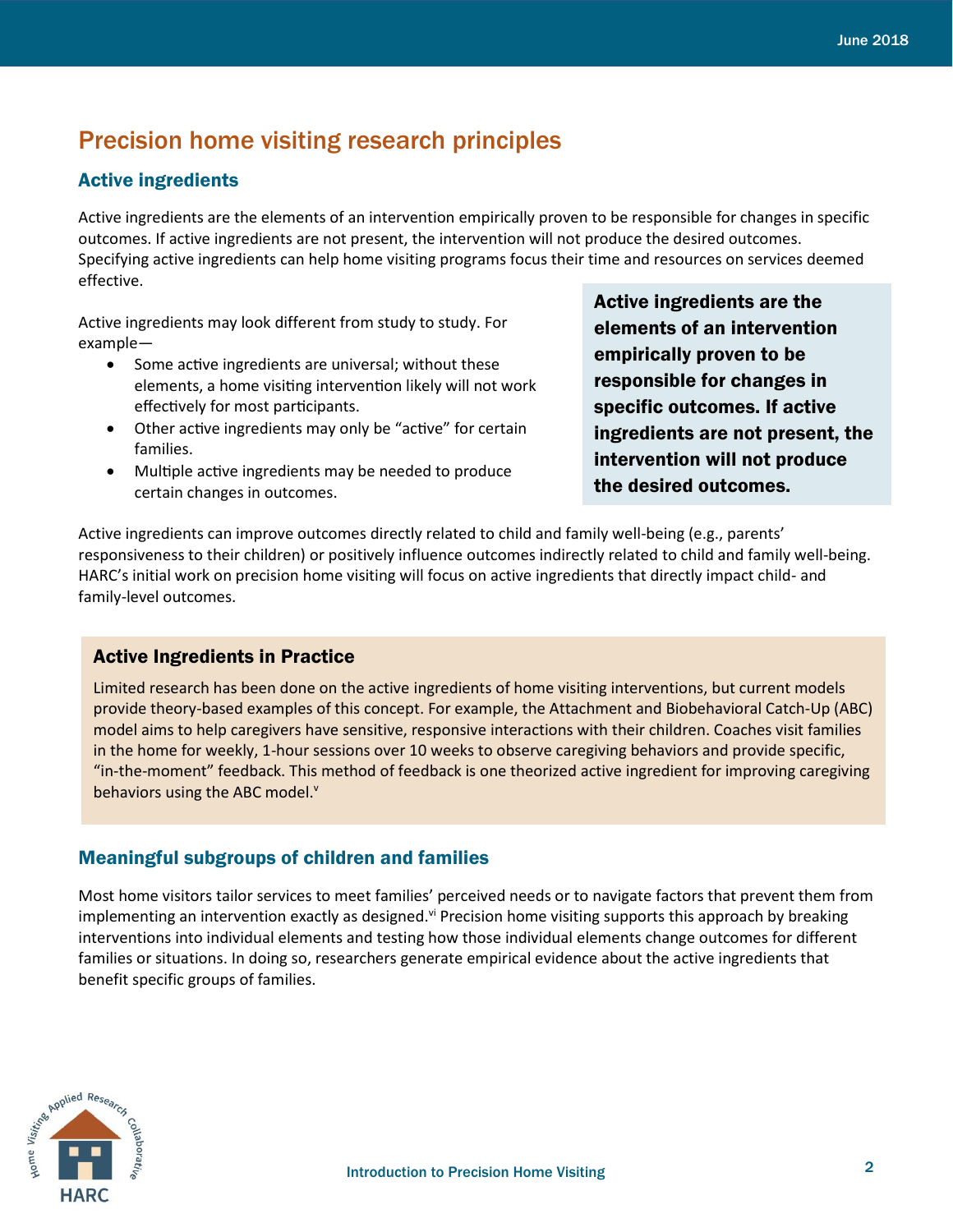## Precision home visiting research principles

### Active ingredients

Active ingredients are the elements of an intervention empirically proven to be responsible for changes in specific outcomes. If active ingredients are not present, the intervention will not produce the desired outcomes. Specifying active ingredients can help home visiting programs focus their time and resources on services deemed effective.

Active ingredients may look different from study to study. For example—

- Some active ingredients are universal; without these elements, a home visiting intervention likely will not work effectively for most participants.
- Other active ingredients may only be "active" for certain families.
- Multiple active ingredients may be needed to produce certain changes in outcomes.

**Active ingredients are the elements of an intervention empirically proven to be responsible for changes in specific outcomes. If active ingredients are not present, the intervention will not produce the desired outcomes.**

Active ingredients can improve outcomes directly related to child and family well-being (e.g., parents' responsiveness to their children) or positively influence outcomes indirectly related to child and family well-being. HARC's initial work on precision home visiting will focus on active ingredients that directly impact child- and family-level outcomes.

### Active Ingredients in Practice

Limited research has been done on the active ingredients of home visiting interventions, but current models provide theory-based examples of this concept. For example, the Attachment and Biobehavioral Catch-Up (ABC) model aims to help caregivers have sensitive, responsive interactions with their children. Coaches visit families in the home for weekly, 1-hour sessions over 10 weeks to observe caregiving behaviors and provide specific, "in-the-moment" feedback. This method of feedback is one theorized active ingredient for improving caregiving behaviors using the ABC model.[v]

### Meaningful subgroups of children and families

Most home visitors tailor services to meet families' perceived needs or to navigate factors that prevent them from implementing an intervention exactly as designed.[vi] Precision home visiting supports this approach by breaking interventions into individual elements and testing how those individual elements change outcomes for different families or situations. In doing so, researchers generate empirical evidence about the active ingredients that benefit specific groups of families.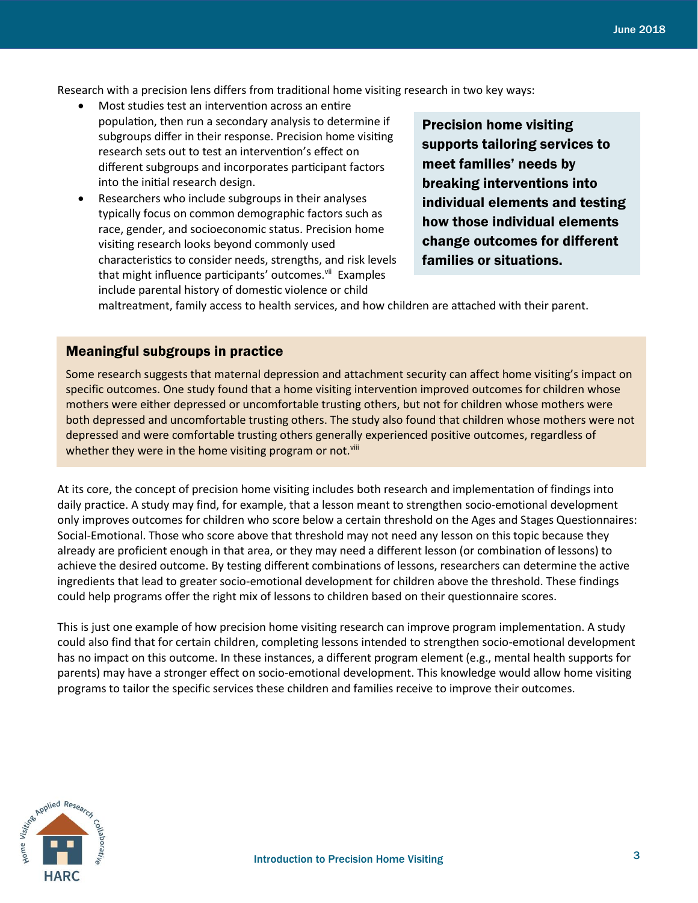Research with a precision lens differs from traditional home visiting research in two key ways:

- Most studies test an intervention across an entire population, then run a secondary analysis to determine if subgroups differ in their response. Precision home visiting research sets out to test an intervention's effect on different subgroups and incorporates participant factors into the initial research design.
- Researchers who include subgroups in their analyses typically focus on common demographic factors such as race, gender, and socioeconomic status. Precision home visiting research looks beyond commonly used characteristics to consider needs, strengths, and risk levels that might influence participants' outcomes.[vii] Examples include parental history of domestic violence or child maltreatment, family access to health services, and how children are attached with their parent.

**Precision home visiting supports tailoring services to meet families' needs by breaking interventions into individual elements and testing how those individual elements change outcomes for different families or situations.**

## Meaningful subgroups in practice

Some research suggests that maternal depression and attachment security can affect home visiting's impact on specific outcomes. One study found that a home visiting intervention improved outcomes for children whose mothers were either depressed or uncomfortable trusting others, but not for children whose mothers were both depressed and uncomfortable trusting others. The study also found that children whose mothers were not depressed and were comfortable trusting others generally experienced positive outcomes, regardless of whether they were in the home visiting program or not.[viii]

At its core, the concept of precision home visiting includes both research and implementation of findings into daily practice. A study may find, for example, that a lesson meant to strengthen socio-emotional development only improves outcomes for children who score below a certain threshold on the Ages and Stages Questionnaires: Social-Emotional. Those who score above that threshold may not need any lesson on this topic because they already are proficient enough in that area, or they may need a different lesson (or combination of lessons) to achieve the desired outcome. By testing different combinations of lessons, researchers can determine the active ingredients that lead to greater socio-emotional development for children above the threshold. These findings could help programs offer the right mix of lessons to children based on their questionnaire scores.

This is just one example of how precision home visiting research can improve program implementation. A study could also find that for certain children, completing lessons intended to strengthen socio-emotional development has no impact on this outcome. In these instances, a different program element (e.g., mental health supports for parents) may have a stronger effect on socio-emotional development. This knowledge would allow home visiting programs to tailor the specific services these children and families receive to improve their outcomes.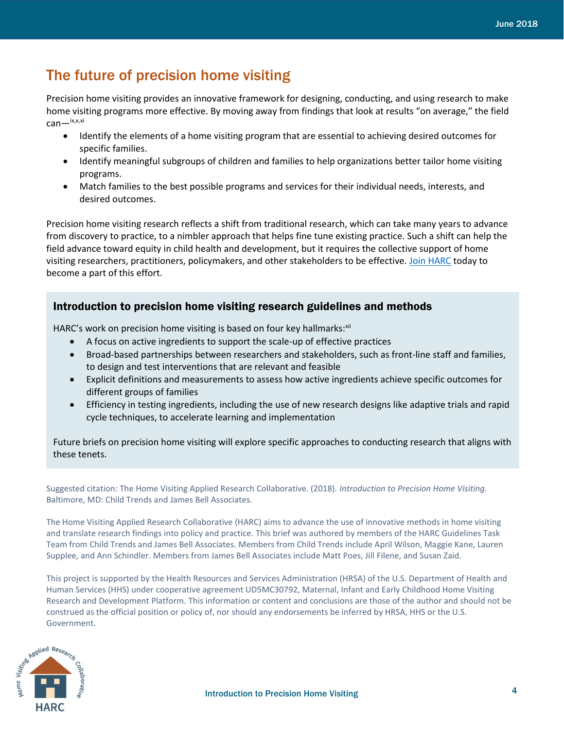## The future of precision home visiting

Precision home visiting provides an innovative framework for designing, conducting, and using research to make home visiting programs more effective. By moving away from findings that look at results "on average," the field can—[ix,x,xi]

- Identify the elements of a home visiting program that are essential to achieving desired outcomes for specific families.
- Identify meaningful subgroups of children and families to help organizations better tailor home visiting programs.
- Match families to the best possible programs and services for their individual needs, interests, and desired outcomes.

Precision home visiting research reflects a shift from traditional research, which can take many years to advance from discovery to practice, to a nimbler approach that helps fine tune existing practice. Such a shift can help the field advance toward equity in child health and development, but it requires the collective support of home visiting researchers, practitioners, policymakers, and other stakeholders to be effective. Join HARC today to become a part of this effort.

### Introduction to precision home visiting research guidelines and methods

HARC's work on precision home visiting is based on four key hallmarks:[xii]

- A focus on active ingredients to support the scale-up of effective practices
- Broad-based partnerships between researchers and stakeholders, such as front-line staff and families, to design and test interventions that are relevant and feasible
- Explicit definitions and measurements to assess how active ingredients achieve specific outcomes for different groups of families
- Efficiency in testing ingredients, including the use of new research designs like adaptive trials and rapid cycle techniques, to accelerate learning and implementation

Future briefs on precision home visiting will explore specific approaches to conducting research that aligns with these tenets.

Suggested citation: The Home Visiting Applied Research Collaborative. (2018). *Introduction to Precision Home Visiting.* Baltimore, MD: Child Trends and James Bell Associates.

The Home Visiting Applied Research Collaborative (HARC) aims to advance the use of innovative methods in home visiting and translate research findings into policy and practice. This brief was authored by members of the HARC Guidelines Task Team from Child Trends and James Bell Associates. Members from Child Trends include April Wilson, Maggie Kane, Lauren Supplee, and Ann Schindler. Members from James Bell Associates include Matt Poes, Jill Filene, and Susan Zaid.

This project is supported by the Health Resources and Services Administration (HRSA) of the U.S. Department of Health and Human Services (HHS) under cooperative agreement UD5MC30792, Maternal, Infant and Early Childhood Home Visiting Research and Development Platform. This information or content and conclusions are those of the author and should not be construed as the official position or policy of, nor should any endorsements be inferred by HRSA, HHS or the U.S. Government.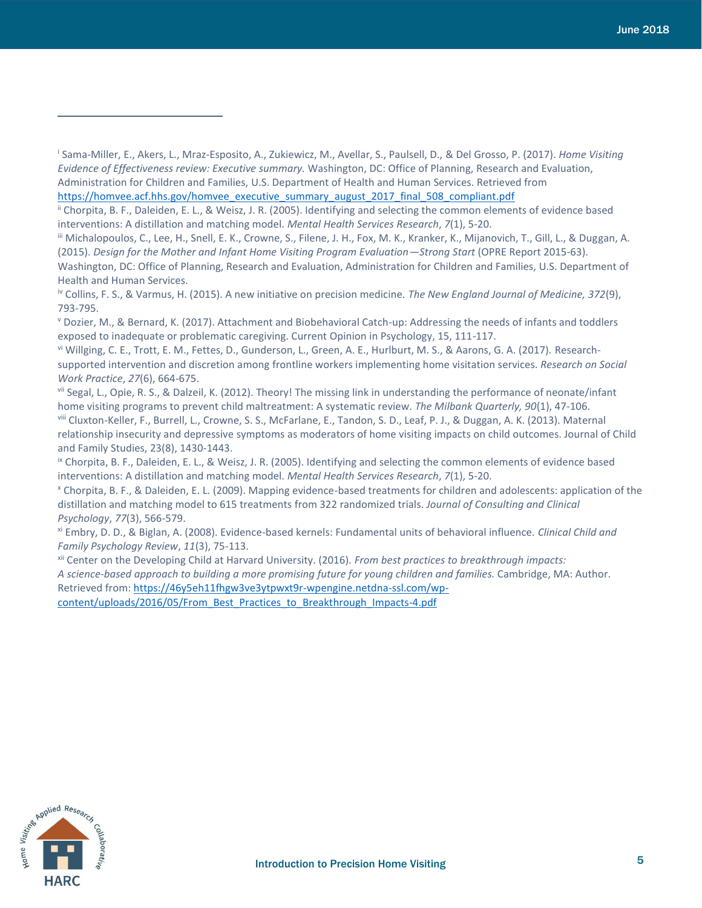[i] Sama-Miller, E., Akers, L., Mraz-Esposito, A., Zukiewicz, M., Avellar, S., Paulsell, D., & Del Grosso, P. (2017). *Home Visiting Evidence of Effectiveness review: Executive summary.* Washington, DC: Office of Planning, Research and Evaluation, Administration for Children and Families, U.S. Department of Health and Human Services. Retrieved from https://homvee.acf.hhs.gov/homvee_executive_summary_august_2017_final_508_compliant.pdf

[ii] Chorpita, B. F., Daleiden, E. L., & Weisz, J. R. (2005). Identifying and selecting the common elements of evidence based interventions: A distillation and matching model. *Mental Health Services Research*, *7*(1), 5-20.

[iii] Michalopoulos, C., Lee, H., Snell, E. K., Crowne, S., Filene, J. H., Fox, M. K., Kranker, K., Mijanovich, T., Gill, L., & Duggan, A. (2015). *Design for the Mother and Infant Home Visiting Program Evaluation—Strong Start* (OPRE Report 2015-63). Washington, DC: Office of Planning, Research and Evaluation, Administration for Children and Families, U.S. Department of Health and Human Services.

[iv] Collins, F. S., & Varmus, H. (2015). A new initiative on precision medicine. *The New England Journal of Medicine, 372*(9), 793-795.

[v] Dozier, M., & Bernard, K. (2017). Attachment and Biobehavioral Catch-up: Addressing the needs of infants and toddlers exposed to inadequate or problematic caregiving. Current Opinion in Psychology, 15, 111-117.

[vi] Willging, C. E., Trott, E. M., Fettes, D., Gunderson, L., Green, A. E., Hurlburt, M. S., & Aarons, G. A. (2017). Research-supported intervention and discretion among frontline workers implementing home visitation services. *Research on Social Work Practice*, *27*(6), 664-675.

[vii] Segal, L., Opie, R. S., & Dalzeil, K. (2012). Theory! The missing link in understanding the performance of neonate/infant home visiting programs to prevent child maltreatment: A systematic review. *The Milbank Quarterly, 90*(1), 47-106.

[viii] Cluxton-Keller, F., Burrell, L., Crowne, S. S., McFarlane, E., Tandon, S. D., Leaf, P. J., & Duggan, A. K. (2013). Maternal relationship insecurity and depressive symptoms as moderators of home visiting impacts on child outcomes. Journal of Child and Family Studies, 23(8), 1430-1443.

[ix] Chorpita, B. F., Daleiden, E. L., & Weisz, J. R. (2005). Identifying and selecting the common elements of evidence based interventions: A distillation and matching model. *Mental Health Services Research*, *7*(1), 5-20.

[x] Chorpita, B. F., & Daleiden, E. L. (2009). Mapping evidence-based treatments for children and adolescents: application of the distillation and matching model to 615 treatments from 322 randomized trials. *Journal of Consulting and Clinical Psychology*, *77*(3), 566-579.

[xi] Embry, D. D., & Biglan, A. (2008). Evidence-based kernels: Fundamental units of behavioral influence. *Clinical Child and Family Psychology Review*, *11*(3), 75-113.

[xii] Center on the Developing Child at Harvard University. (2016). *From best practices to breakthrough impacts: A science-based approach to building a more promising future for young children and families.* Cambridge, MA: Author. Retrieved from: https://46y5eh11fhgw3ve3ytpwxt9r-wpengine.netdna-ssl.com/wp-content/uploads/2016/05/From_Best_Practices_to_Breakthrough_Impacts-4.pdf